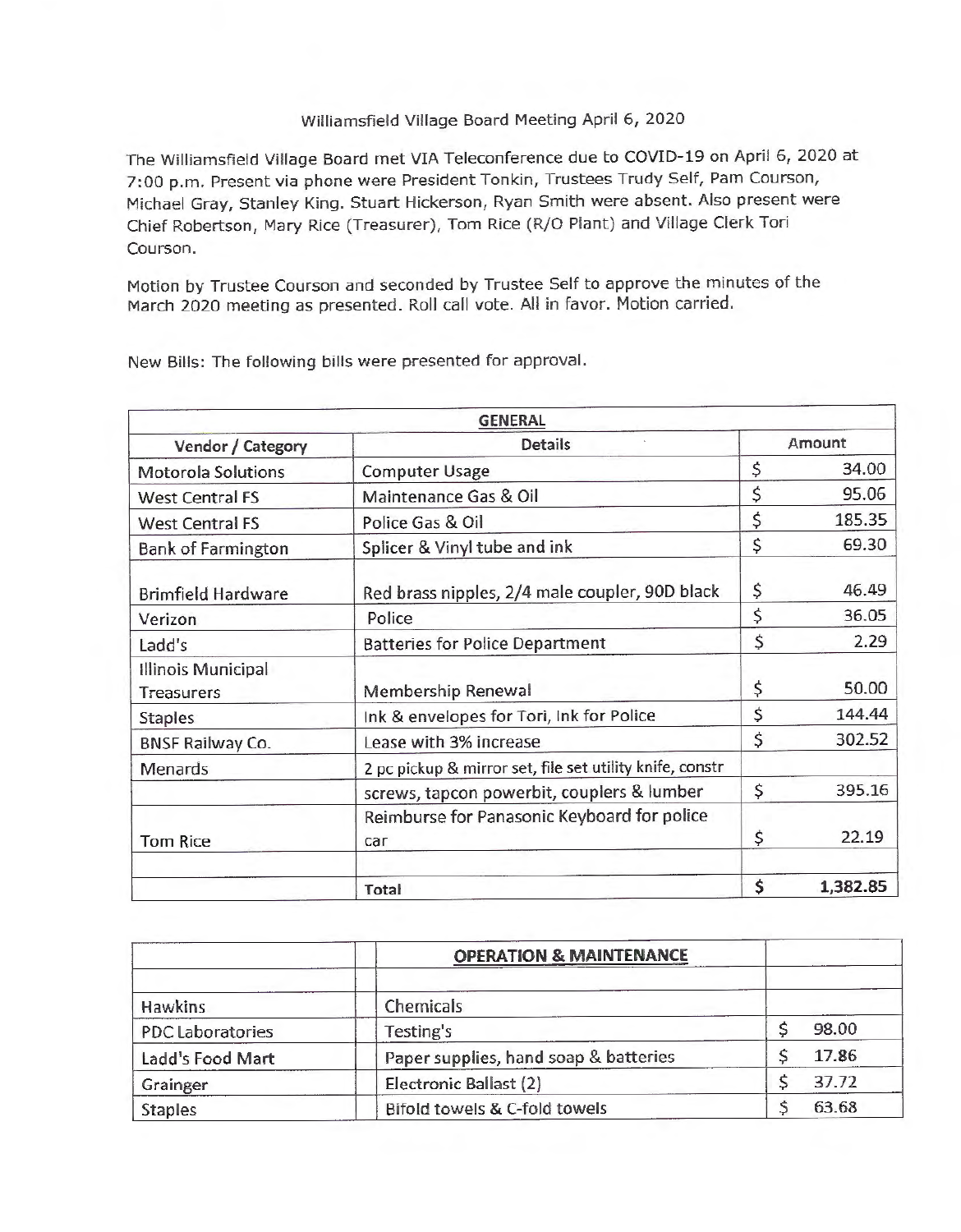# Williamsfield Village Board Meeting April 6, 2020

The Williamsfield Village Board met VIA Teleconference due to COVID-19 on April 6, 2020 at 7:00 p.m. Present via phone were President Tonkin, Trustees Trudy Self, Pam Courson, Michael Gray, Stanley King. Stuart Hickerson, Ryan Smith were absent. Also present were Chief Robertson, Mary Rice (Treasurer), Tom Rice (R/O Plant) and Village Clerk Tori Courson.

Motion by Trustee Courson and seconded by Trustee Self to approve the minutes of the March 2020 meeting as presented. Roll call vote. All in favor. Motion carried.

New Bills: The following bills were presented for approval.

| **GENERAL** | | |
|---|---|---|
| **Vendor / Category** | **Details** | **Amount** |
| Motorola Solutions | Computer Usage | $ 34.00 |
| West Central FS | Maintenance Gas & Oil | $ 95.06 |
| West Central FS | Police Gas & Oil | $ 185.35 |
| Bank of Farmington | Splicer & Vinyl tube and ink | $ 69.30 |
| Brimfield Hardware | Red brass nipples, 2/4 male coupler, 90D black | $ 46.49 |
| Verizon | Police | $ 36.05 |
| Ladd's | Batteries for Police Department | $ 2.29 |
| Illinois Municipal Treasurers | Membership Renewal | $ 50.00 |
| Staples | Ink & envelopes for Tori, Ink for Police | $ 144.44 |
| BNSF Railway Co. | Lease with 3% increase | $ 302.52 |
| Menards | 2 pc pickup & mirror set, file set utility knife, constr | |
| | screws, tapcon powerbit, couplers & lumber | $ 395.16 |
| Tom Rice | Reimburse for Panasonic Keyboard for police car | $ 22.19 |
| | | |
| | **Total** | **$ 1,382.85** |

| | **OPERATION & MAINTENANCE** | |
|---|---|---|
| | | |
| Hawkins | Chemicals | |
| PDC Laboratories | Testing's | $ 98.00 |
| Ladd's Food Mart | Paper supplies, hand soap & batteries | $ 17.86 |
| Grainger | Electronic Ballast (2) | $ 37.72 |
| Staples | Bifold towels & C-fold towels | $ 63.68 |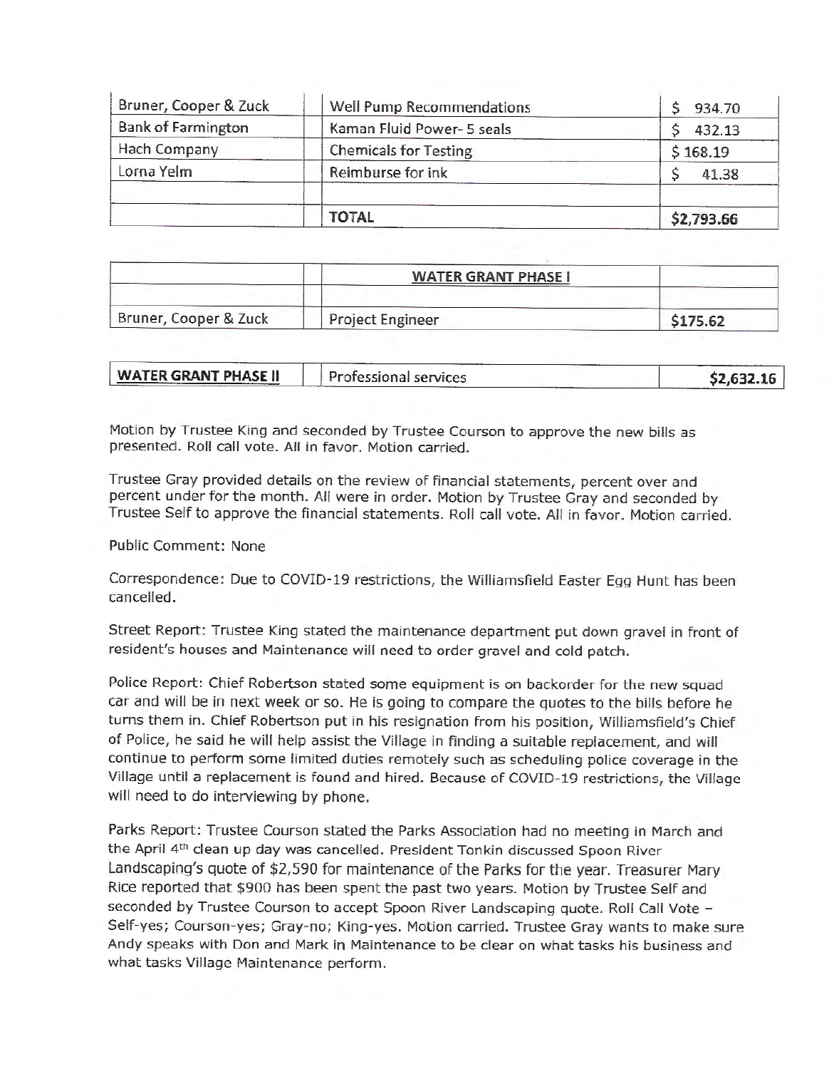| | | |
|---|---|---|
| Bruner, Cooper & Zuck | Well Pump Recommendations | $ 934.70 |
| Bank of Farmington | Kaman Fluid Power- 5 seals | $ 432.13 |
| Hach Company | Chemicals for Testing | $ 168.19 |
| Lorna Yelm | Reimburse for ink | $ 41.38 |
| | | |
| | **TOTAL** | **$2,793.66** |

| | | |
|---|---|---|
| | **WATER GRANT PHASE I** | |
| | | |
| Bruner, Cooper & Zuck | Project Engineer | **$175.62** |

| | | |
|---|---|---|
| **WATER GRANT PHASE II** | Professional services | **$2,632.16** |

Motion by Trustee King and seconded by Trustee Courson to approve the new bills as presented. Roll call vote. All in favor. Motion carried.

Trustee Gray provided details on the review of financial statements, percent over and percent under for the month. All were in order. Motion by Trustee Gray and seconded by Trustee Self to approve the financial statements. Roll call vote. All in favor. Motion carried.

Public Comment: None

Correspondence: Due to COVID-19 restrictions, the Williamsfield Easter Egg Hunt has been cancelled.

Street Report: Trustee King stated the maintenance department put down gravel in front of resident's houses and Maintenance will need to order gravel and cold patch.

Police Report: Chief Robertson stated some equipment is on backorder for the new squad car and will be in next week or so. He is going to compare the quotes to the bills before he turns them in. Chief Robertson put in his resignation from his position, Williamsfield's Chief of Police, he said he will help assist the Village in finding a suitable replacement, and will continue to perform some limited duties remotely such as scheduling police coverage in the Village until a replacement is found and hired. Because of COVID-19 restrictions, the Village will need to do interviewing by phone.

Parks Report: Trustee Courson stated the Parks Association had no meeting in March and the April 4th clean up day was cancelled. President Tonkin discussed Spoon River Landscaping's quote of $2,590 for maintenance of the Parks for the year. Treasurer Mary Rice reported that $900 has been spent the past two years. Motion by Trustee Self and seconded by Trustee Courson to accept Spoon River Landscaping quote. Roll Call Vote – Self-yes; Courson-yes; Gray-no; King-yes. Motion carried. Trustee Gray wants to make sure Andy speaks with Don and Mark in Maintenance to be clear on what tasks his business and what tasks Village Maintenance perform.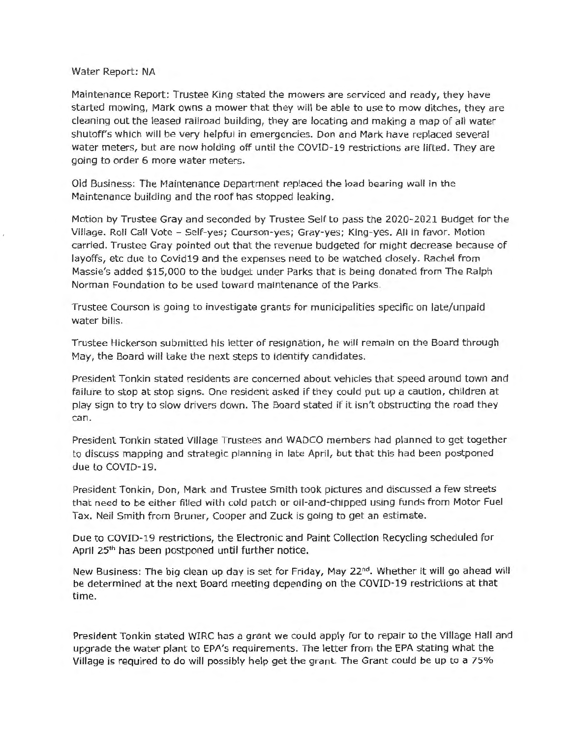Water Report: NA

Maintenance Report: Trustee King stated the mowers are serviced and ready, they have started mowing, Mark owns a mower that they will be able to use to mow ditches, they are cleaning out the leased railroad building, they are locating and making a map of all water shutoff's which will be very helpful in emergencies. Don and Mark have replaced several water meters, but are now holding off until the COVID-19 restrictions are lifted. They are going to order 6 more water meters.

Old Business: The Maintenance Department replaced the load bearing wall in the Maintenance building and the roof has stopped leaking.

Motion by Trustee Gray and seconded by Trustee Self to pass the 2020-2021 Budget for the Village. Roll Call Vote – Self-yes; Courson-yes; Gray-yes; King-yes. All in favor. Motion carried. Trustee Gray pointed out that the revenue budgeted for might decrease because of layoffs, etc due to Covid19 and the expenses need to be watched closely. Rachel from Massie's added $15,000 to the budget under Parks that is being donated from The Ralph Norman Foundation to be used toward maintenance of the Parks.

Trustee Courson is going to investigate grants for municipalities specific on late/unpaid water bills.

Trustee Hickerson submitted his letter of resignation, he will remain on the Board through May, the Board will take the next steps to identify candidates.

President Tonkin stated residents are concerned about vehicles that speed around town and failure to stop at stop signs. One resident asked if they could put up a caution, children at play sign to try to slow drivers down. The Board stated if it isn't obstructing the road they can.

President Tonkin stated Village Trustees and WADCO members had planned to get together to discuss mapping and strategic planning in late April, but that this had been postponed due to COVID-19.

President Tonkin, Don, Mark and Trustee Smith took pictures and discussed a few streets that need to be either filled with cold patch or oil-and-chipped using funds from Motor Fuel Tax. Neil Smith from Bruner, Cooper and Zuck is going to get an estimate.

Due to COVID-19 restrictions, the Electronic and Paint Collection Recycling scheduled for April 25th has been postponed until further notice.

New Business: The big clean up day is set for Friday, May 22nd. Whether it will go ahead will be determined at the next Board meeting depending on the COVID-19 restrictions at that time.

President Tonkin stated WIRC has a grant we could apply for to repair to the Village Hall and upgrade the water plant to EPA's requirements. The letter from the EPA stating what the Village is required to do will possibly help get the grant. The Grant could be up to a 75%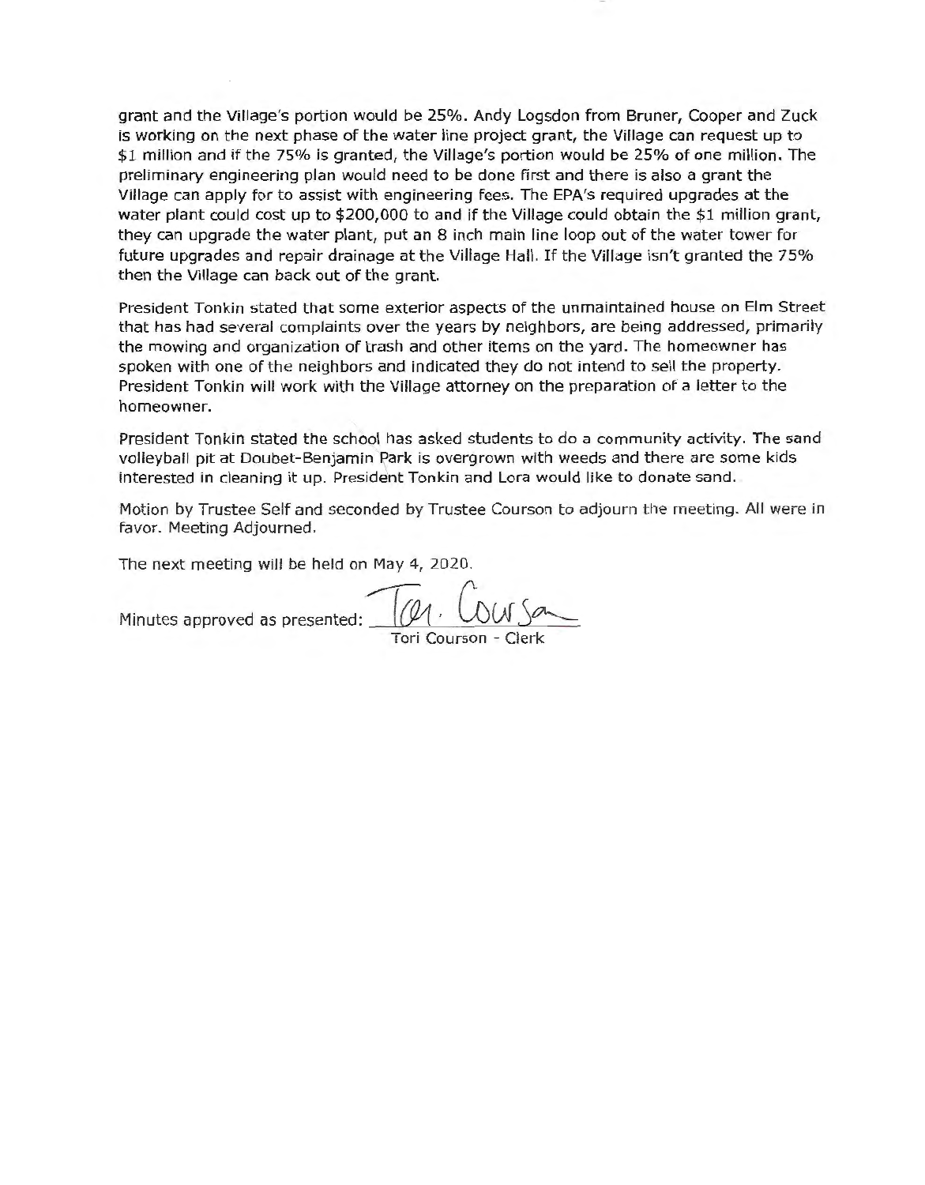grant and the Village's portion would be 25%. Andy Logsdon from Bruner, Cooper and Zuck is working on the next phase of the water line project grant, the Village can request up to $1 million and if the 75% is granted, the Village's portion would be 25% of one million. The preliminary engineering plan would need to be done first and there is also a grant the Village can apply for to assist with engineering fees. The EPA's required upgrades at the water plant could cost up to $200,000 to and if the Village could obtain the $1 million grant, they can upgrade the water plant, put an 8 inch main line loop out of the water tower for future upgrades and repair drainage at the Village Hall. If the Village isn't granted the 75% then the Village can back out of the grant.

President Tonkin stated that some exterior aspects of the unmaintained house on Elm Street that has had several complaints over the years by neighbors, are being addressed, primarily the mowing and organization of trash and other items on the yard. The homeowner has spoken with one of the neighbors and indicated they do not intend to sell the property. President Tonkin will work with the Village attorney on the preparation of a letter to the homeowner.

President Tonkin stated the school has asked students to do a community activity. The sand volleyball pit at Doubet-Benjamin Park is overgrown with weeds and there are some kids interested in cleaning it up. President Tonkin and Lora would like to donate sand.

Motion by Trustee Self and seconded by Trustee Courson to adjourn the meeting. All were in favor. Meeting Adjourned.

The next meeting will be held on May 4, 2020.

Minutes approved as presented: Tori Courson

Tori Courson - Clerk